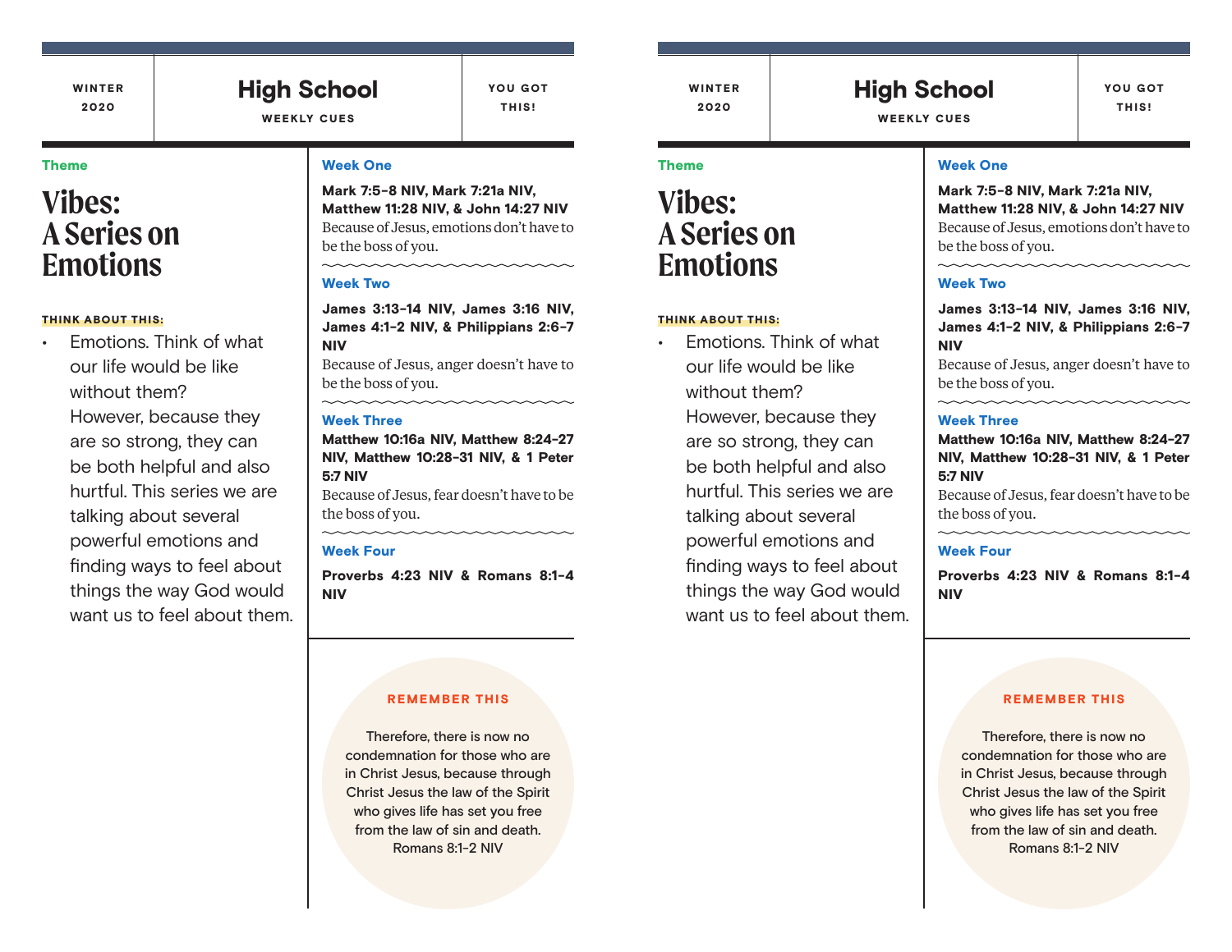WINTER 2020

# High School

WEEKLY CUES

YOU GOT THIS!

**Theme**

## Vibes: A Series on Emotions

**THINK ABOUT THIS:**

- Emotions. Think of what our life would be like without them? However, because they are so strong, they can be both helpful and also hurtful. This series we are talking about several powerful emotions and finding ways to feel about things the way God would want us to feel about them.

### Week One

**Mark 7:5-8 NIV, Mark 7:21a NIV, Matthew 11:28 NIV, & John 14:27 NIV**
Because of Jesus, emotions don't have to be the boss of you.

### Week Two

**James 3:13-14 NIV, James 3:16 NIV, James 4:1-2 NIV, & Philippians 2:6-7 NIV**
Because of Jesus, anger doesn't have to be the boss of you.

### Week Three

**Matthew 10:16a NIV, Matthew 8:24-27 NIV, Matthew 10:28-31 NIV, & 1 Peter 5:7 NIV**
Because of Jesus, fear doesn't have to be the boss of you.

### Week Four

**Proverbs 4:23 NIV & Romans 8:1-4 NIV**

**REMEMBER THIS**

Therefore, there is now no condemnation for those who are in Christ Jesus, because through Christ Jesus the law of the Spirit who gives life has set you free from the law of sin and death.
Romans 8:1-2 NIV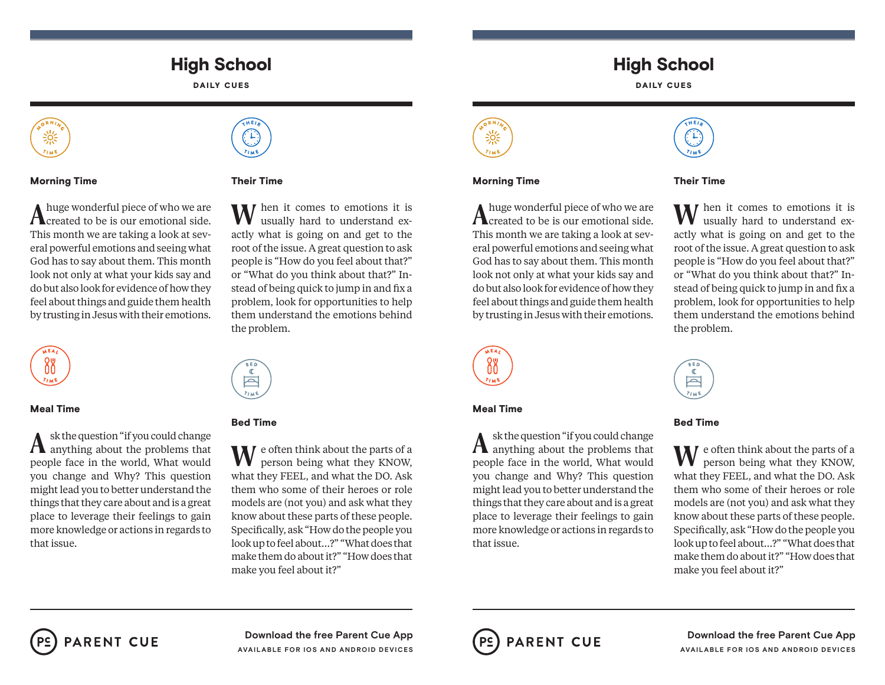# High School

DAILY CUES

### Morning Time

A huge wonderful piece of who we are created to be is our emotional side. This month we are taking a look at several powerful emotions and seeing what God has to say about them. This month look not only at what your kids say and do but also look for evidence of how they feel about things and guide them health by trusting in Jesus with their emotions.

### Their Time

When it comes to emotions it is usually hard to understand exactly what is going on and get to the root of the issue. A great question to ask people is "How do you feel about that?" or "What do you think about that?" Instead of being quick to jump in and fix a problem, look for opportunities to help them understand the emotions behind the problem.

### Meal Time

Ask the question "if you could change anything about the problems that people face in the world, What would you change and Why? This question might lead you to better understand the things that they care about and is a great place to leverage their feelings to gain more knowledge or actions in regards to that issue.

### Bed Time

We often think about the parts of a person being what they KNOW, what they FEEL, and what the DO. Ask them who some of their heroes or role models are (not you) and ask what they know about these parts of these people. Specifically, ask "How do the people you look up to feel about...?" "What does that make them do about it?" "How does that make you feel about it?"

PARENT CUE

Download the free Parent Cue App

AVAILABLE FOR IOS AND ANDROID DEVICES

# High School

DAILY CUES

### Morning Time

A huge wonderful piece of who we are created to be is our emotional side. This month we are taking a look at several powerful emotions and seeing what God has to say about them. This month look not only at what your kids say and do but also look for evidence of how they feel about things and guide them health by trusting in Jesus with their emotions.

### Their Time

When it comes to emotions it is usually hard to understand exactly what is going on and get to the root of the issue. A great question to ask people is "How do you feel about that?" or "What do you think about that?" Instead of being quick to jump in and fix a problem, look for opportunities to help them understand the emotions behind the problem.

### Meal Time

Ask the question "if you could change anything about the problems that people face in the world, What would you change and Why? This question might lead you to better understand the things that they care about and is a great place to leverage their feelings to gain more knowledge or actions in regards to that issue.

### Bed Time

We often think about the parts of a person being what they KNOW, what they FEEL, and what the DO. Ask them who some of their heroes or role models are (not you) and ask what they know about these parts of these people. Specifically, ask "How do the people you look up to feel about...?" "What does that make them do about it?" "How does that make you feel about it?"

PARENT CUE

Download the free Parent Cue App

AVAILABLE FOR IOS AND ANDROID DEVICES